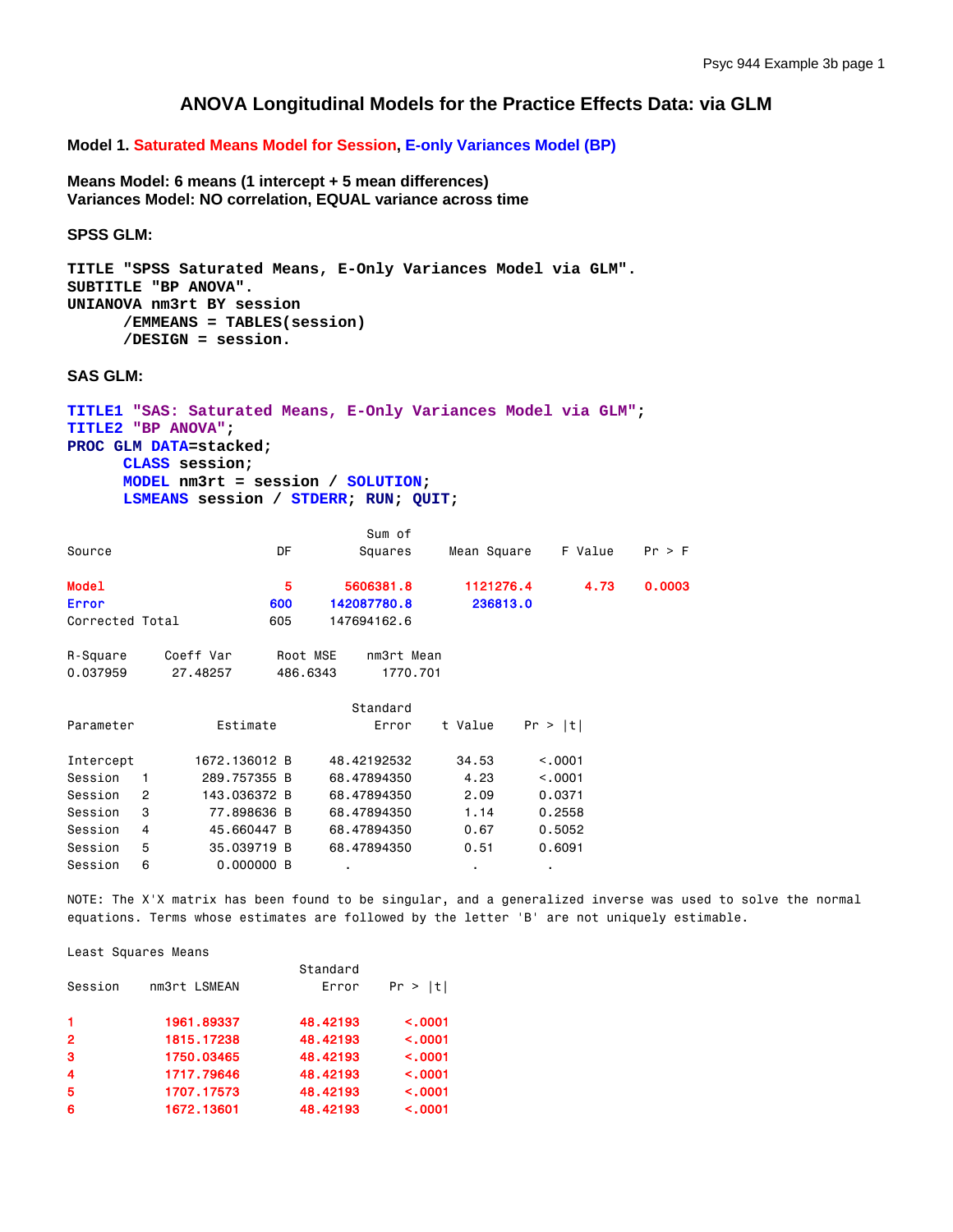# ANOVA Longitudinal Models for the Practice Effects Data: via GLM

**Model 1. Saturated Means Model for Session, E-only Variances Model (BP)**

**Means Model: 6 means (1 intercept + 5 mean differences)**
**Variances Model: NO correlation, EQUAL variance across time**

**SPSS GLM:**

```
TITLE "SPSS Saturated Means, E-Only Variances Model via GLM".
SUBTITLE "BP ANOVA".
UNIANOVA nm3rt BY session
      /EMMEANS = TABLES(session)
      /DESIGN = session.
```

**SAS GLM:**

```
TITLE1 "SAS: Saturated Means, E-Only Variances Model via GLM";
TITLE2 "BP ANOVA";
PROC GLM DATA=stacked;
      CLASS session;
      MODEL nm3rt = session / SOLUTION;
      LSMEANS session / STDERR; RUN; QUIT;
```

| Source | DF | Sum of Squares | Mean Square | F Value | Pr > F |
|---|---|---|---|---|---|
| Model | 5 | 5606381.8 | 1121276.4 | 4.73 | 0.0003 |
| Error | 600 | 142087780.8 | 236813.0 | | |
| Corrected Total | 605 | 147694162.6 | | | |

| R-Square | Coeff Var | Root MSE | nm3rt Mean |
|---|---|---|---|
| 0.037959 | 27.48257 | 486.6343 | 1770.701 |

| Parameter | | Estimate | | Standard Error | t Value | Pr > \|t\| |
|---|---|---|---|---|---|---|
| Intercept | | 1672.136012 | B | 48.42192532 | 34.53 | <.0001 |
| Session | 1 | 289.757355 | B | 68.47894350 | 4.23 | <.0001 |
| Session | 2 | 143.036372 | B | 68.47894350 | 2.09 | 0.0371 |
| Session | 3 | 77.898636 | B | 68.47894350 | 1.14 | 0.2558 |
| Session | 4 | 45.660447 | B | 68.47894350 | 0.67 | 0.5052 |
| Session | 5 | 35.039719 | B | 68.47894350 | 0.51 | 0.6091 |
| Session | 6 | 0.000000 | B | . | . | . |

NOTE: The X'X matrix has been found to be singular, and a generalized inverse was used to solve the normal equations. Terms whose estimates are followed by the letter 'B' are not uniquely estimable.

Least Squares Means

| Session | nm3rt LSMEAN | Standard Error | Pr > \|t\| |
|---|---|---|---|
| 1 | 1961.89337 | 48.42193 | <.0001 |
| 2 | 1815.17238 | 48.42193 | <.0001 |
| 3 | 1750.03465 | 48.42193 | <.0001 |
| 4 | 1717.79646 | 48.42193 | <.0001 |
| 5 | 1707.17573 | 48.42193 | <.0001 |
| 6 | 1672.13601 | 48.42193 | <.0001 |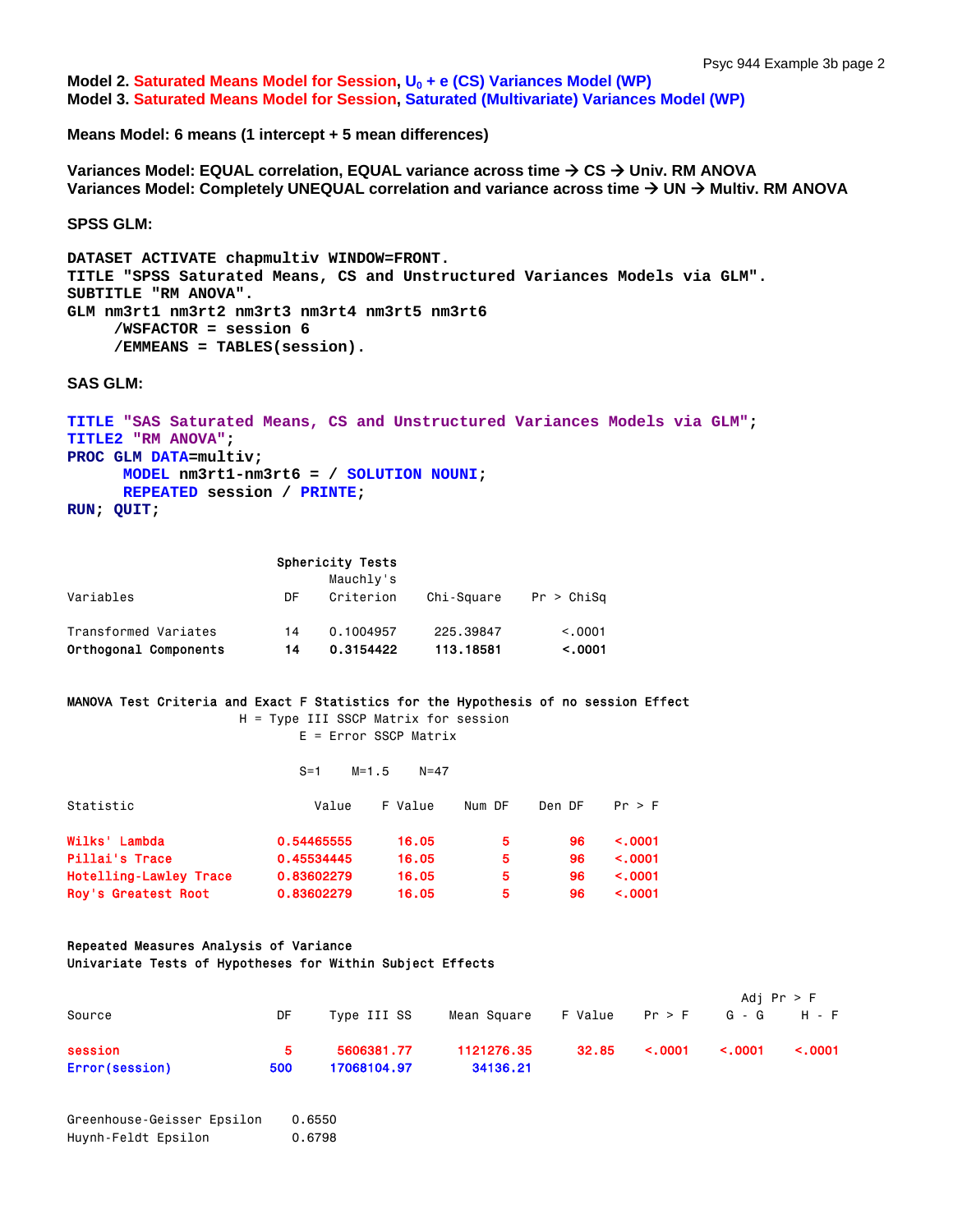**Model 2. Saturated Means Model for Session, $U_0$ + e (CS) Variances Model (WP)**
**Model 3. Saturated Means Model for Session, Saturated (Multivariate) Variances Model (WP)**

**Means Model: 6 means (1 intercept + 5 mean differences)**

**Variances Model: EQUAL correlation, EQUAL variance across time → CS → Univ. RM ANOVA**
**Variances Model: Completely UNEQUAL correlation and variance across time → UN → Multiv. RM ANOVA**

**SPSS GLM:**

```
DATASET ACTIVATE chapmultiv WINDOW=FRONT.
TITLE "SPSS Saturated Means, CS and Unstructured Variances Models via GLM".
SUBTITLE "RM ANOVA".
GLM nm3rt1 nm3rt2 nm3rt3 nm3rt4 nm3rt5 nm3rt6
     /WSFACTOR = session 6
     /EMMEANS = TABLES(session).
```

**SAS GLM:**

```
TITLE "SAS Saturated Means, CS and Unstructured Variances Models via GLM";
TITLE2 "RM ANOVA";
PROC GLM DATA=multiv;
      MODEL nm3rt1-nm3rt6 = / SOLUTION NOUNI;
      REPEATED session / PRINTE;
RUN; QUIT;
```

Sphericity Tests

| Variables | DF | Mauchly's Criterion | Chi-Square | Pr > ChiSq |
|---|---|---|---|---|
| Transformed Variates | 14 | 0.1004957 | 225.39847 | <.0001 |
| **Orthogonal Components** | **14** | **0.3154422** | **113.18581** | **<.0001** |

MANOVA Test Criteria and Exact F Statistics for the Hypothesis of no session Effect
H = Type III SSCP Matrix for session
E = Error SSCP Matrix

S=1    M=1.5    N=47

| Statistic | Value | F Value | Num DF | Den DF | Pr > F |
|---|---|---|---|---|---|
| Wilks' Lambda | 0.54465555 | 16.05 | 5 | 96 | <.0001 |
| Pillai's Trace | 0.45534445 | 16.05 | 5 | 96 | <.0001 |
| Hotelling-Lawley Trace | 0.83602279 | 16.05 | 5 | 96 | <.0001 |
| Roy's Greatest Root | 0.83602279 | 16.05 | 5 | 96 | <.0001 |

Repeated Measures Analysis of Variance
Univariate Tests of Hypotheses for Within Subject Effects

| Source | DF | Type III SS | Mean Square | F Value | Pr > F | Adj Pr > F G - G | Adj Pr > F H - F |
|---|---|---|---|---|---|---|---|
| session | 5 | 5606381.77 | 1121276.35 | 32.85 | <.0001 | <.0001 | <.0001 |
| Error(session) | 500 | 17068104.97 | 34136.21 | | | | |

Greenhouse-Geisser Epsilon    0.6550
Huynh-Feldt Epsilon    0.6798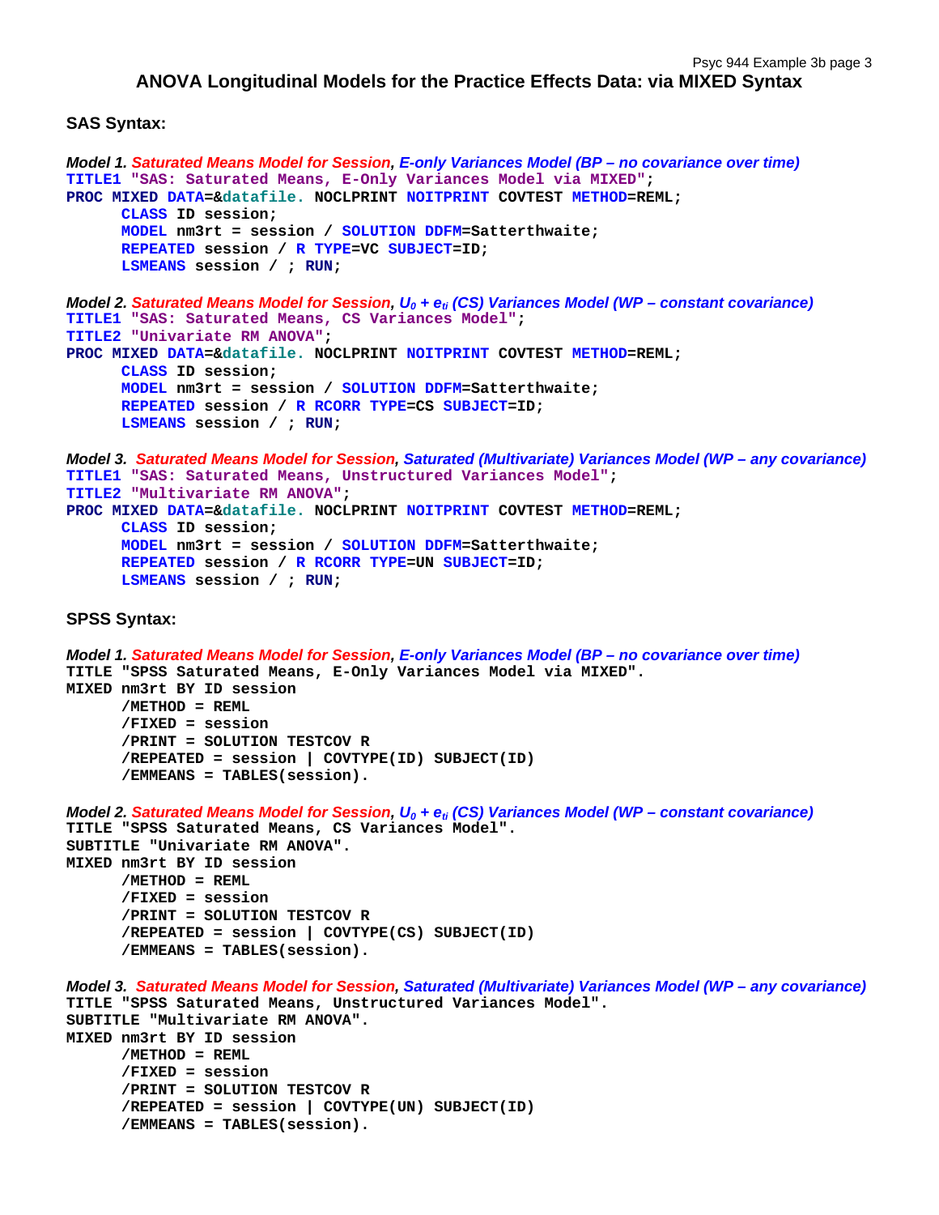# ANOVA Longitudinal Models for the Practice Effects Data: via MIXED Syntax

## SAS Syntax:

***Model 1. Saturated Means Model for Session, E-only Variances Model (BP – no covariance over time)***

```
TITLE1 "SAS: Saturated Means, E-Only Variances Model via MIXED";
PROC MIXED DATA=&datafile. NOCLPRINT NOITPRINT COVTEST METHOD=REML;
      CLASS ID session;
      MODEL nm3rt = session / SOLUTION DDFM=Satterthwaite;
      REPEATED session / R TYPE=VC SUBJECT=ID;
      LSMEANS session / ; RUN;
```

***Model 2. Saturated Means Model for Session, $U_0 + e_{ti}$ (CS) Variances Model (WP – constant covariance)***

```
TITLE1 "SAS: Saturated Means, CS Variances Model";
TITLE2 "Univariate RM ANOVA";
PROC MIXED DATA=&datafile. NOCLPRINT NOITPRINT COVTEST METHOD=REML;
      CLASS ID session;
      MODEL nm3rt = session / SOLUTION DDFM=Satterthwaite;
      REPEATED session / R RCORR TYPE=CS SUBJECT=ID;
      LSMEANS session / ; RUN;
```

***Model 3. Saturated Means Model for Session, Saturated (Multivariate) Variances Model (WP – any covariance)***

```
TITLE1 "SAS: Saturated Means, Unstructured Variances Model";
TITLE2 "Multivariate RM ANOVA";
PROC MIXED DATA=&datafile. NOCLPRINT NOITPRINT COVTEST METHOD=REML;
      CLASS ID session;
      MODEL nm3rt = session / SOLUTION DDFM=Satterthwaite;
      REPEATED session / R RCORR TYPE=UN SUBJECT=ID;
      LSMEANS session / ; RUN;
```

## SPSS Syntax:

***Model 1. Saturated Means Model for Session, E-only Variances Model (BP – no covariance over time)***

```
TITLE "SPSS Saturated Means, E-Only Variances Model via MIXED".
MIXED nm3rt BY ID session
      /METHOD = REML
      /FIXED = session
      /PRINT = SOLUTION TESTCOV R
      /REPEATED = session | COVTYPE(ID) SUBJECT(ID)
      /EMMEANS = TABLES(session).
```

***Model 2. Saturated Means Model for Session, $U_0 + e_{ti}$ (CS) Variances Model (WP – constant covariance)***

```
TITLE "SPSS Saturated Means, CS Variances Model".
SUBTITLE "Univariate RM ANOVA".
MIXED nm3rt BY ID session
      /METHOD = REML
      /FIXED = session
      /PRINT = SOLUTION TESTCOV R
      /REPEATED = session | COVTYPE(CS) SUBJECT(ID)
      /EMMEANS = TABLES(session).
```

***Model 3. Saturated Means Model for Session, Saturated (Multivariate) Variances Model (WP – any covariance)***

```
TITLE "SPSS Saturated Means, Unstructured Variances Model".
SUBTITLE "Multivariate RM ANOVA".
MIXED nm3rt BY ID session
      /METHOD = REML
      /FIXED = session
      /PRINT = SOLUTION TESTCOV R
      /REPEATED = session | COVTYPE(UN) SUBJECT(ID)
      /EMMEANS = TABLES(session).
```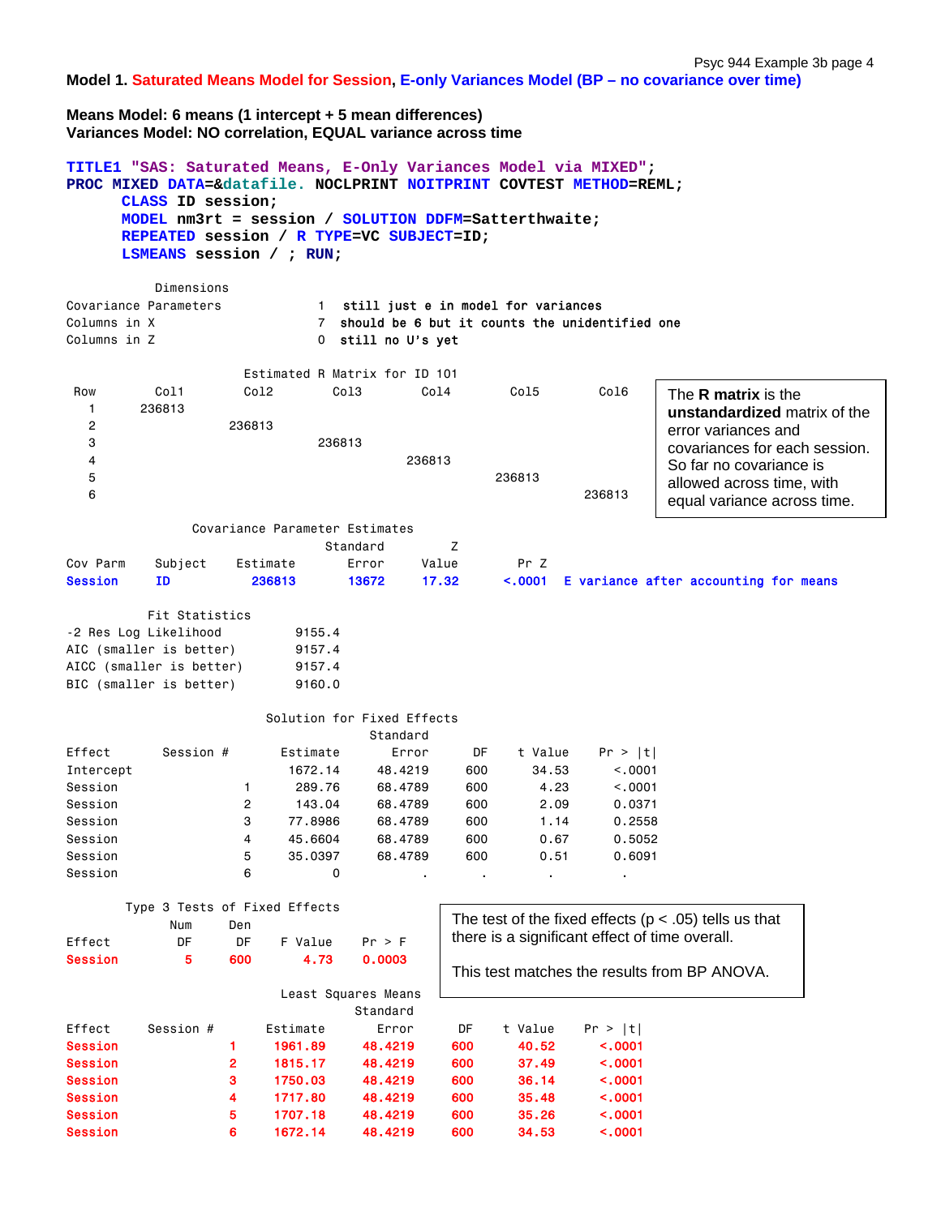**Model 1. Saturated Means Model for Session, E-only Variances Model (BP – no covariance over time)**

**Means Model: 6 means (1 intercept + 5 mean differences)**
**Variances Model: NO correlation, EQUAL variance across time**

```
TITLE1 "SAS: Saturated Means, E-Only Variances Model via MIXED";
PROC MIXED DATA=&datafile. NOCLPRINT NOITPRINT COVTEST METHOD=REML;
      CLASS ID session;
      MODEL nm3rt = session / SOLUTION DDFM=Satterthwaite;
      REPEATED session / R TYPE=VC SUBJECT=ID;
      LSMEANS session / ; RUN;
```

```
            Dimensions
Covariance Parameters             1  still just e in model for variances
Columns in X                      7  should be 6 but it counts the unidentified one
Columns in Z                      0  still no U's yet
```

Estimated R Matrix for ID 101

| Row | Col1 | Col2 | Col3 | Col4 | Col5 | Col6 |
|---|---|---|---|---|---|---|
| 1 | 236813 | | | | | |
| 2 | | 236813 | | | | |
| 3 | | | 236813 | | | |
| 4 | | | | 236813 | | |
| 5 | | | | | 236813 | |
| 6 | | | | | | 236813 |

The **R matrix** is the **unstandardized** matrix of the error variances and covariances for each session. So far no covariance is allowed across time, with equal variance across time.

Covariance Parameter Estimates

| Cov Parm | Subject | Estimate | Standard Error | Z Value | Pr Z | |
|---|---|---|---|---|---|---|
| Session | ID | 236813 | 13672 | 17.32 | <.0001 | E variance after accounting for means |

Fit Statistics

| | |
|---|---|
| -2 Res Log Likelihood | 9155.4 |
| AIC (smaller is better) | 9157.4 |
| AICC (smaller is better) | 9157.4 |
| BIC (smaller is better) | 9160.0 |

Solution for Fixed Effects

| Effect | Session # | Estimate | Standard Error | DF | t Value | Pr > \|t\| |
|---|---|---|---|---|---|---|
| Intercept | | 1672.14 | 48.4219 | 600 | 34.53 | <.0001 |
| Session | 1 | 289.76 | 68.4789 | 600 | 4.23 | <.0001 |
| Session | 2 | 143.04 | 68.4789 | 600 | 2.09 | 0.0371 |
| Session | 3 | 77.8986 | 68.4789 | 600 | 1.14 | 0.2558 |
| Session | 4 | 45.6604 | 68.4789 | 600 | 0.67 | 0.5052 |
| Session | 5 | 35.0397 | 68.4789 | 600 | 0.51 | 0.6091 |
| Session | 6 | 0 | . | . | . | . |

Type 3 Tests of Fixed Effects

| Effect | Num DF | Den DF | F Value | Pr > F |
|---|---|---|---|---|
| Session | 5 | 600 | 4.73 | 0.0003 |

The test of the fixed effects ($p < .05$) tells us that there is a significant effect of time overall.

This test matches the results from BP ANOVA.

Least Squares Means

| Effect | Session # | Estimate | Standard Error | DF | t Value | Pr > \|t\| |
|---|---|---|---|---|---|---|
| Session | 1 | 1961.89 | 48.4219 | 600 | 40.52 | <.0001 |
| Session | 2 | 1815.17 | 48.4219 | 600 | 37.49 | <.0001 |
| Session | 3 | 1750.03 | 48.4219 | 600 | 36.14 | <.0001 |
| Session | 4 | 1717.80 | 48.4219 | 600 | 35.48 | <.0001 |
| Session | 5 | 1707.18 | 48.4219 | 600 | 35.26 | <.0001 |
| Session | 6 | 1672.14 | 48.4219 | 600 | 34.53 | <.0001 |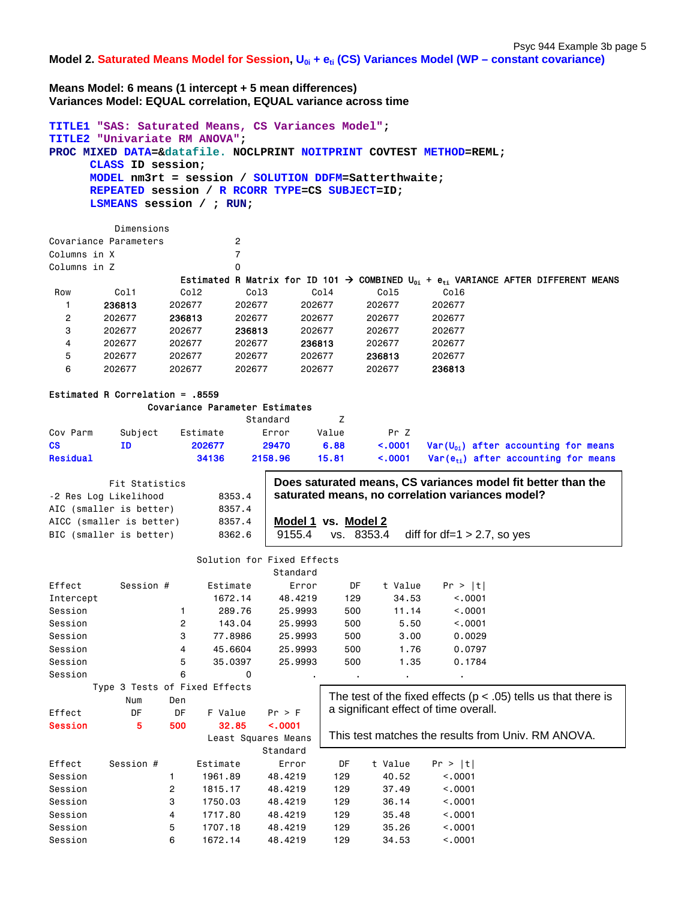**Model 2. Saturated Means Model for Session, $U_{0i}$ + $e_{ti}$ (CS) Variances Model (WP – constant covariance)**

**Means Model: 6 means (1 intercept + 5 mean differences)**
**Variances Model: EQUAL correlation, EQUAL variance across time**

```
TITLE1 "SAS: Saturated Means, CS Variances Model";
TITLE2 "Univariate RM ANOVA";
PROC MIXED DATA=&datafile. NOCLPRINT NOITPRINT COVTEST METHOD=REML;
      CLASS ID session;
      MODEL nm3rt = session / SOLUTION DDFM=Satterthwaite;
      REPEATED session / R RCORR TYPE=CS SUBJECT=ID;
      LSMEANS session / ; RUN;
```

| Dimensions | |
|---|---|
| Covariance Parameters | 2 |
| Columns in X | 7 |
| Columns in Z | 0 |

Estimated R Matrix for ID 101 → COMBINED $U_{0i}$ + $e_{ti}$ VARIANCE AFTER DIFFERENT MEANS

| Row | Col1 | Col2 | Col3 | Col4 | Col5 | Col6 |
|---|---|---|---|---|---|---|
| 1 | **236813** | 202677 | 202677 | 202677 | 202677 | 202677 |
| 2 | 202677 | **236813** | 202677 | 202677 | 202677 | 202677 |
| 3 | 202677 | 202677 | **236813** | 202677 | 202677 | 202677 |
| 4 | 202677 | 202677 | 202677 | **236813** | 202677 | 202677 |
| 5 | 202677 | 202677 | 202677 | 202677 | **236813** | 202677 |
| 6 | 202677 | 202677 | 202677 | 202677 | 202677 | **236813** |

Estimated R Correlation = .8559

Covariance Parameter Estimates

| Cov Parm | Subject | Estimate | Standard Error | Z Value | Pr Z | |
|---|---|---|---|---|---|---|
| CS | ID | 202677 | 29470 | 6.88 | <.0001 | Var($U_{0i}$) after accounting for means |
| Residual | | 34136 | 2158.96 | 15.81 | <.0001 | Var($e_{ti}$) after accounting for means |

| Fit Statistics | |
|---|---|
| -2 Res Log Likelihood | 8353.4 |
| AIC (smaller is better) | 8357.4 |
| AICC (smaller is better) | 8357.4 |
| BIC (smaller is better) | 8362.6 |

**Does saturated means, CS variances model fit better than the saturated means, no correlation variances model?**

**Model 1** vs. **Model 2**
9155.4 vs. 8353.4 diff for df=1 > 2.7, so yes

Solution for Fixed Effects

| Effect | Session # | Estimate | Standard Error | DF | t Value | Pr > \|t\| |
|---|---|---|---|---|---|---|
| Intercept | | 1672.14 | 48.4219 | 129 | 34.53 | <.0001 |
| Session | 1 | 289.76 | 25.9993 | 500 | 11.14 | <.0001 |
| Session | 2 | 143.04 | 25.9993 | 500 | 5.50 | <.0001 |
| Session | 3 | 77.8986 | 25.9993 | 500 | 3.00 | 0.0029 |
| Session | 4 | 45.6604 | 25.9993 | 500 | 1.76 | 0.0797 |
| Session | 5 | 35.0397 | 25.9993 | 500 | 1.35 | 0.1784 |
| Session | 6 | 0 | . | . | . | . |

Type 3 Tests of Fixed Effects

| Effect | Num DF | Den DF | F Value | Pr > F |
|---|---|---|---|---|
| Session | 5 | 500 | 32.85 | <.0001 |

The test of the fixed effects ($p < .05$) tells us that there is a significant effect of time overall.

This test matches the results from Univ. RM ANOVA.

Least Squares Means

| Effect | Session # | Estimate | Standard Error | DF | t Value | Pr > \|t\| |
|---|---|---|---|---|---|---|
| Session | 1 | 1961.89 | 48.4219 | 129 | 40.52 | <.0001 |
| Session | 2 | 1815.17 | 48.4219 | 129 | 37.49 | <.0001 |
| Session | 3 | 1750.03 | 48.4219 | 129 | 36.14 | <.0001 |
| Session | 4 | 1717.80 | 48.4219 | 129 | 35.48 | <.0001 |
| Session | 5 | 1707.18 | 48.4219 | 129 | 35.26 | <.0001 |
| Session | 6 | 1672.14 | 48.4219 | 129 | 34.53 | <.0001 |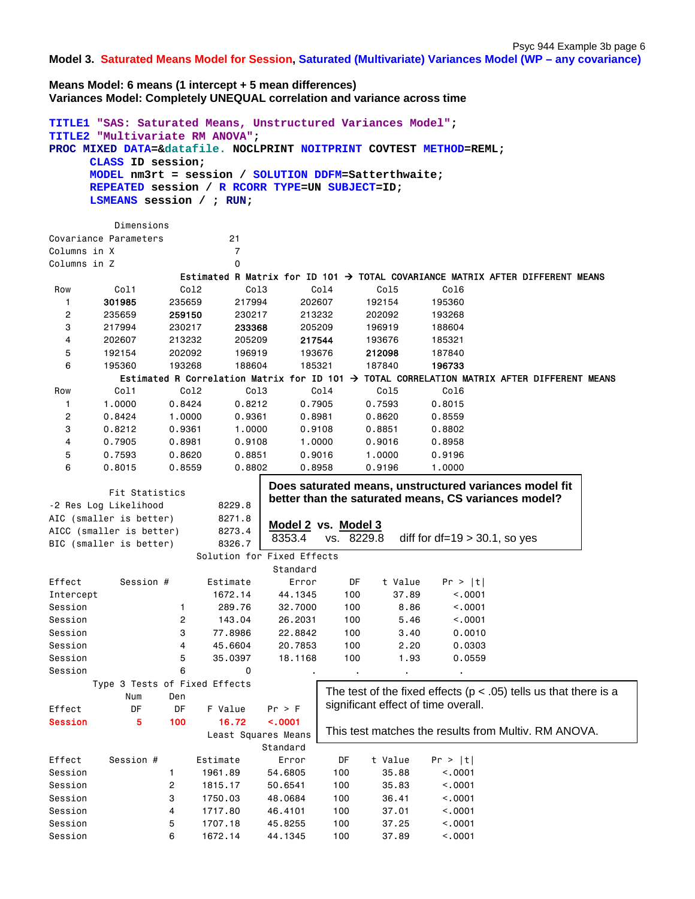**Model 3. Saturated Means Model for Session, Saturated (Multivariate) Variances Model (WP – any covariance)**

**Means Model: 6 means (1 intercept + 5 mean differences)**
**Variances Model: Completely UNEQUAL correlation and variance across time**

```
TITLE1 "SAS: Saturated Means, Unstructured Variances Model";
TITLE2 "Multivariate RM ANOVA";
PROC MIXED DATA=&datafile. NOCLPRINT NOITPRINT COVTEST METHOD=REML;
      CLASS ID session;
      MODEL nm3rt = session / SOLUTION DDFM=Satterthwaite;
      REPEATED session / R RCORR TYPE=UN SUBJECT=ID;
      LSMEANS session / ; RUN;
```

Dimensions

| | |
|---|---|
| Covariance Parameters | 21 |
| Columns in X | 7 |
| Columns in Z | 0 |

Estimated R Matrix for ID 101 → TOTAL COVARIANCE MATRIX AFTER DIFFERENT MEANS

| Row | Col1 | Col2 | Col3 | Col4 | Col5 | Col6 |
|---|---|---|---|---|---|---|
| 1 | **301985** | 235659 | 217994 | 202607 | 192154 | 195360 |
| 2 | 235659 | **259150** | 230217 | 213232 | 202092 | 193268 |
| 3 | 217994 | 230217 | **233368** | 205209 | 196919 | 188604 |
| 4 | 202607 | 213232 | 205209 | **217544** | 193676 | 185321 |
| 5 | 192154 | 202092 | 196919 | 193676 | **212098** | 187840 |
| 6 | 195360 | 193268 | 188604 | 185321 | 187840 | **196733** |

Estimated R Correlation Matrix for ID 101 → TOTAL CORRELATION MATRIX AFTER DIFFERENT MEANS

| Row | Col1 | Col2 | Col3 | Col4 | Col5 | Col6 |
|---|---|---|---|---|---|---|
| 1 | 1.0000 | 0.8424 | 0.8212 | 0.7905 | 0.7593 | 0.8015 |
| 2 | 0.8424 | 1.0000 | 0.9361 | 0.8981 | 0.8620 | 0.8559 |
| 3 | 0.8212 | 0.9361 | 1.0000 | 0.9108 | 0.8851 | 0.8802 |
| 4 | 0.7905 | 0.8981 | 0.9108 | 1.0000 | 0.9016 | 0.8958 |
| 5 | 0.7593 | 0.8620 | 0.8851 | 0.9016 | 1.0000 | 0.9196 |
| 6 | 0.8015 | 0.8559 | 0.8802 | 0.8958 | 0.9196 | 1.0000 |

Fit Statistics

| | |
|---|---|
| -2 Res Log Likelihood | 8229.8 |
| AIC (smaller is better) | 8271.8 |
| AICC (smaller is better) | 8273.4 |
| BIC (smaller is better) | 8326.7 |

**Does saturated means, unstructured variances model fit better than the saturated means, CS variances model?**

**Model 2 vs. Model 3**
8353.4 vs. 8229.8 diff for df=19 > 30.1, so yes

Solution for Fixed Effects

| Effect | Session # | Estimate | Standard Error | DF | t Value | Pr > \|t\| |
|---|---|---|---|---|---|---|
| Intercept | | 1672.14 | 44.1345 | 100 | 37.89 | <.0001 |
| Session | 1 | 289.76 | 32.7000 | 100 | 8.86 | <.0001 |
| Session | 2 | 143.04 | 26.2031 | 100 | 5.46 | <.0001 |
| Session | 3 | 77.8986 | 22.8842 | 100 | 3.40 | 0.0010 |
| Session | 4 | 45.6604 | 20.7853 | 100 | 2.20 | 0.0303 |
| Session | 5 | 35.0397 | 18.1168 | 100 | 1.93 | 0.0559 |
| Session | 6 | 0 | . | . | . | . |

Type 3 Tests of Fixed Effects

| Effect | Num DF | Den DF | F Value | Pr > F |
|---|---|---|---|---|
| Session | 5 | 100 | 16.72 | <.0001 |

The test of the fixed effects ($p < .05$) tells us that there is a significant effect of time overall.

This test matches the results from Multiv. RM ANOVA.

Least Squares Means

| Effect | Session # | Estimate | Standard Error | DF | t Value | Pr > \|t\| |
|---|---|---|---|---|---|---|
| Session | 1 | 1961.89 | 54.6805 | 100 | 35.88 | <.0001 |
| Session | 2 | 1815.17 | 50.6541 | 100 | 35.83 | <.0001 |
| Session | 3 | 1750.03 | 48.0684 | 100 | 36.41 | <.0001 |
| Session | 4 | 1717.80 | 46.4101 | 100 | 37.01 | <.0001 |
| Session | 5 | 1707.18 | 45.8255 | 100 | 37.25 | <.0001 |
| Session | 6 | 1672.14 | 44.1345 | 100 | 37.89 | <.0001 |